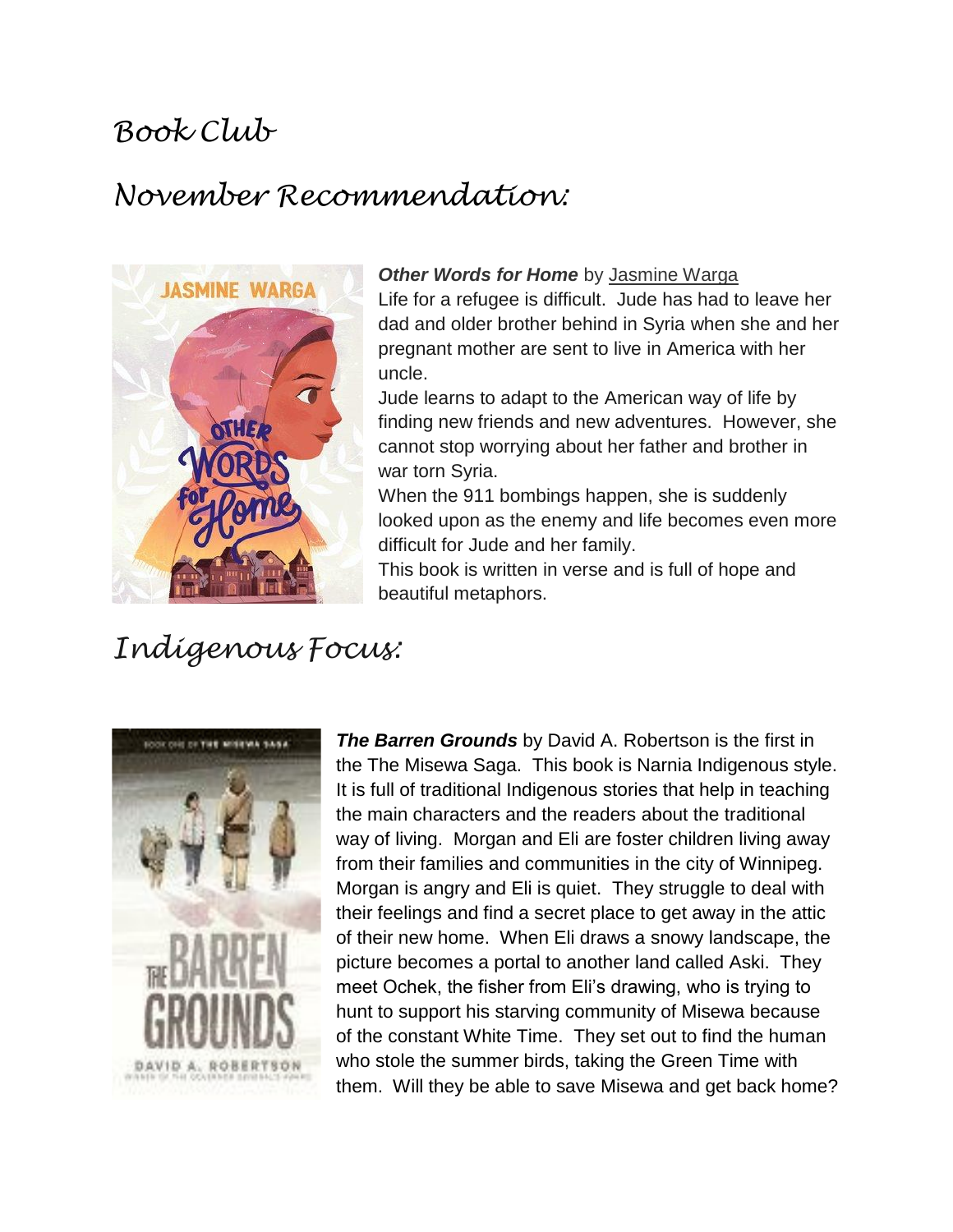# Book Club

## November Recommendation:

***Other Words for Home*** by Jasmine Warga

Life for a refugee is difficult. Jude has had to leave her dad and older brother behind in Syria when she and her pregnant mother are sent to live in America with her uncle.

Jude learns to adapt to the American way of life by finding new friends and new adventures. However, she cannot stop worrying about her father and brother in war torn Syria.

When the 911 bombings happen, she is suddenly looked upon as the enemy and life becomes even more difficult for Jude and her family.

This book is written in verse and is full of hope and beautiful metaphors.

## Indigenous Focus:

***The Barren Grounds*** by David A. Robertson is the first in the The Misewa Saga. This book is Narnia Indigenous style. It is full of traditional Indigenous stories that help in teaching the main characters and the readers about the traditional way of living. Morgan and Eli are foster children living away from their families and communities in the city of Winnipeg. Morgan is angry and Eli is quiet. They struggle to deal with their feelings and find a secret place to get away in the attic of their new home. When Eli draws a snowy landscape, the picture becomes a portal to another land called Aski. They meet Ochek, the fisher from Eli's drawing, who is trying to hunt to support his starving community of Misewa because of the constant White Time. They set out to find the human who stole the summer birds, taking the Green Time with them. Will they be able to save Misewa and get back home?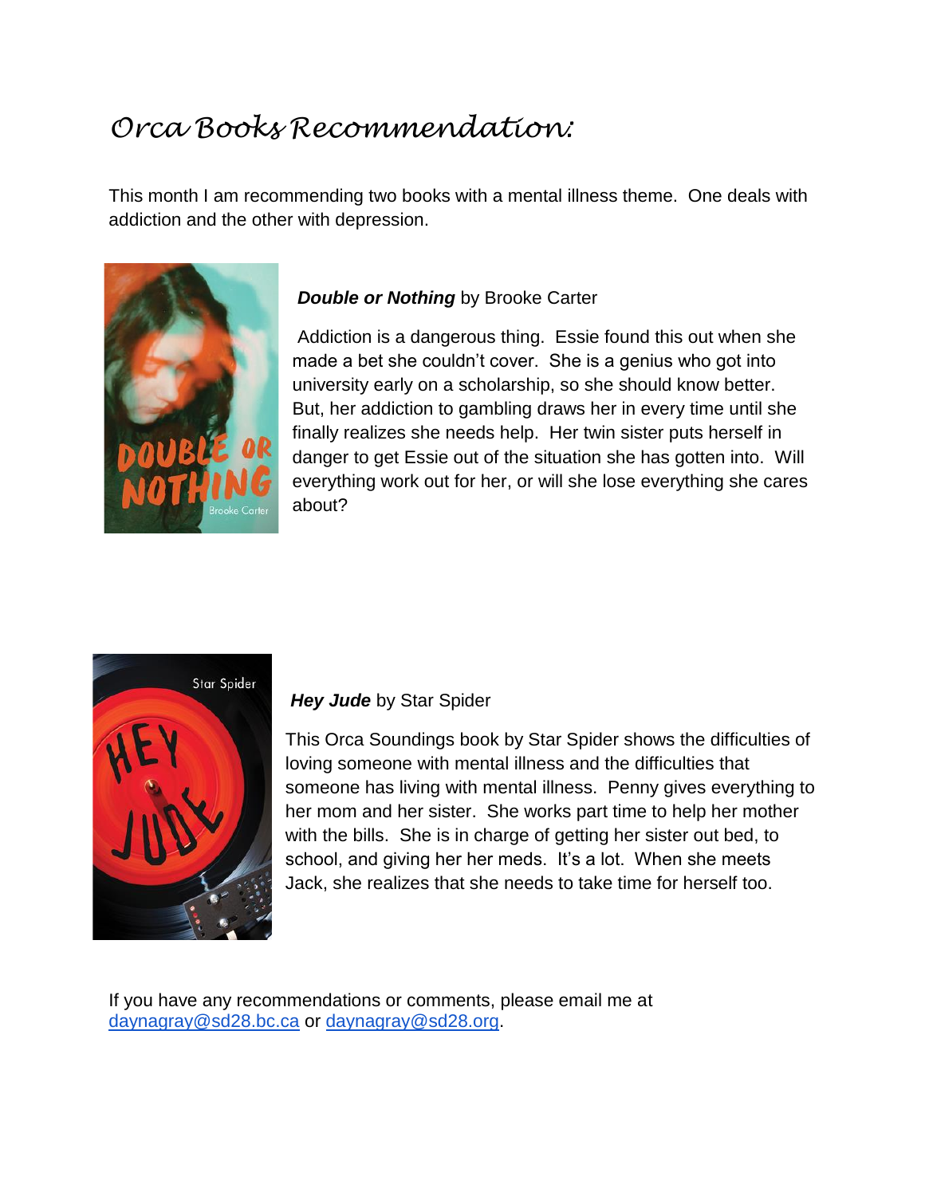# *Orca Books Recommendation:*

This month I am recommending two books with a mental illness theme. One deals with addiction and the other with depression.

***Double or Nothing*** by Brooke Carter

Addiction is a dangerous thing. Essie found this out when she made a bet she couldn't cover. She is a genius who got into university early on a scholarship, so she should know better. But, her addiction to gambling draws her in every time until she finally realizes she needs help. Her twin sister puts herself in danger to get Essie out of the situation she has gotten into. Will everything work out for her, or will she lose everything she cares about?

***Hey Jude*** by Star Spider

This Orca Soundings book by Star Spider shows the difficulties of loving someone with mental illness and the difficulties that someone has living with mental illness. Penny gives everything to her mom and her sister. She works part time to help her mother with the bills. She is in charge of getting her sister out bed, to school, and giving her her meds. It's a lot. When she meets Jack, she realizes that she needs to take time for herself too.

If you have any recommendations or comments, please email me at daynagray@sd28.bc.ca or daynagray@sd28.org.